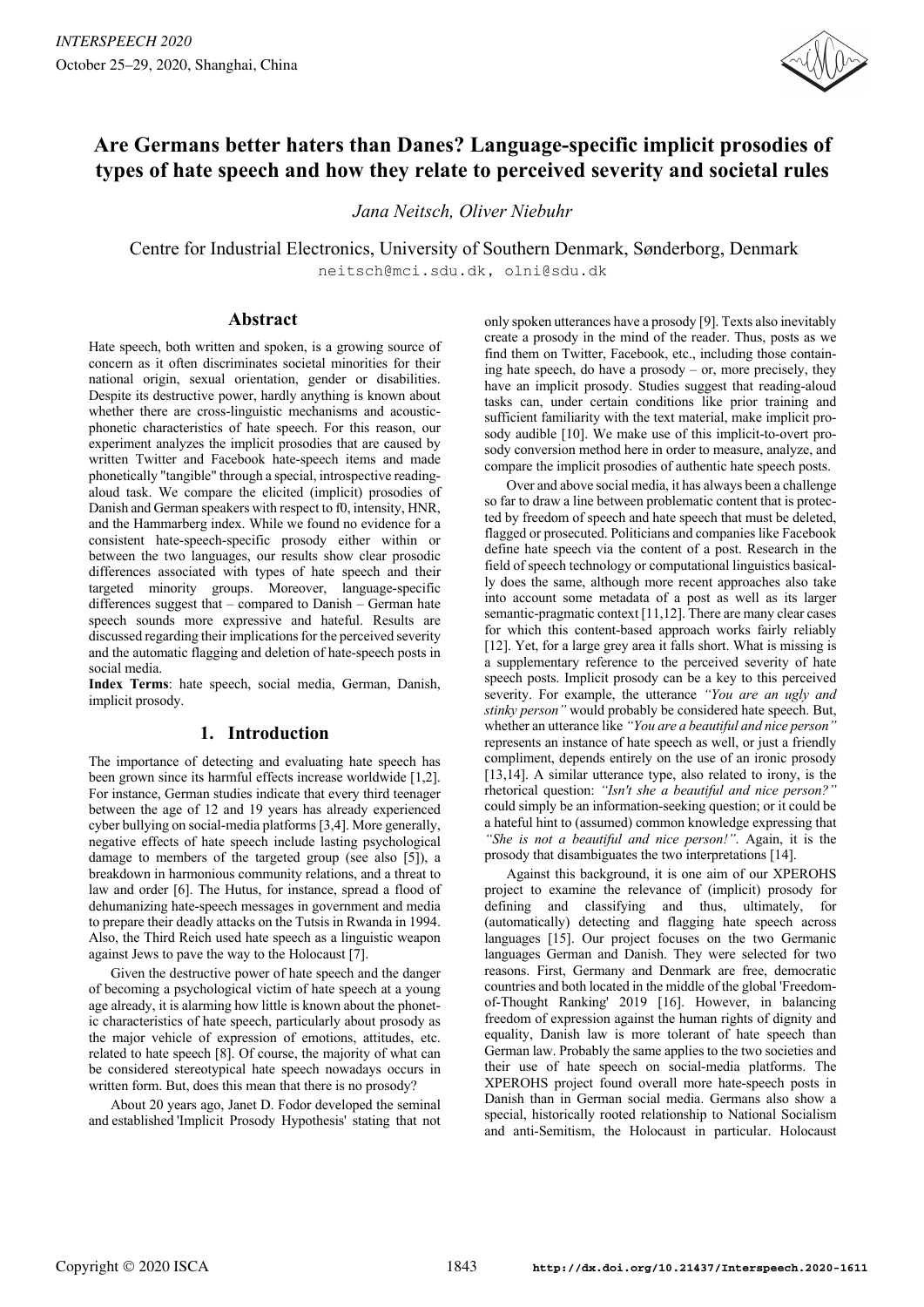# Are Germans better haters than Danes? Language-specific implicit prosodies of types of hate speech and how they relate to perceived severity and societal rules

*Jana Neitsch, Oliver Niebuhr*

Centre for Industrial Electronics, University of Southern Denmark, Sønderborg, Denmark

neitsch@mci.sdu.dk, olni@sdu.dk

## Abstract

Hate speech, both written and spoken, is a growing source of concern as it often discriminates societal minorities for their national origin, sexual orientation, gender or disabilities. Despite its destructive power, hardly anything is known about whether there are cross-linguistic mechanisms and acoustic-phonetic characteristics of hate speech. For this reason, our experiment analyzes the implicit prosodies that are caused by written Twitter and Facebook hate-speech items and made phonetically "tangible" through a special, introspective reading-aloud task. We compare the elicited (implicit) prosodies of Danish and German speakers with respect to f0, intensity, HNR, and the Hammarberg index. While we found no evidence for a consistent hate-speech-specific prosody either within or between the two languages, our results show clear prosodic differences associated with types of hate speech and their targeted minority groups. Moreover, language-specific differences suggest that – compared to Danish – German hate speech sounds more expressive and hateful. Results are discussed regarding their implications for the perceived severity and the automatic flagging and deletion of hate-speech posts in social media.

**Index Terms**: hate speech, social media, German, Danish, implicit prosody.

## 1. Introduction

The importance of detecting and evaluating hate speech has been grown since its harmful effects increase worldwide [1,2]. For instance, German studies indicate that every third teenager between the age of 12 and 19 years has already experienced cyber bullying on social-media platforms [3,4]. More generally, negative effects of hate speech include lasting psychological damage to members of the targeted group (see also [5]), a breakdown in harmonious community relations, and a threat to law and order [6]. The Hutus, for instance, spread a flood of dehumanizing hate-speech messages in government and media to prepare their deadly attacks on the Tutsis in Rwanda in 1994. Also, the Third Reich used hate speech as a linguistic weapon against Jews to pave the way to the Holocaust [7].

Given the destructive power of hate speech and the danger of becoming a psychological victim of hate speech at a young age already, it is alarming how little is known about the phonetic characteristics of hate speech, particularly about prosody as the major vehicle of expression of emotions, attitudes, etc. related to hate speech [8]. Of course, the majority of what can be considered stereotypical hate speech nowadays occurs in written form. But, does this mean that there is no prosody?

About 20 years ago, Janet D. Fodor developed the seminal and established 'Implicit Prosody Hypothesis' stating that not only spoken utterances have a prosody [9]. Texts also inevitably create a prosody in the mind of the reader. Thus, posts as we find them on Twitter, Facebook, etc., including those containing hate speech, do have a prosody – or, more precisely, they have an implicit prosody. Studies suggest that reading-aloud tasks can, under certain conditions like prior training and sufficient familiarity with the text material, make implicit prosody audible [10]. We make use of this implicit-to-overt prosody conversion method here in order to measure, analyze, and compare the implicit prosodies of authentic hate speech posts.

Over and above social media, it has always been a challenge so far to draw a line between problematic content that is protected by freedom of speech and hate speech that must be deleted, flagged or prosecuted. Politicians and companies like Facebook define hate speech via the content of a post. Research in the field of speech technology or computational linguistics basically does the same, although more recent approaches also take into account some metadata of a post as well as its larger semantic-pragmatic context [11,12]. There are many clear cases for which this content-based approach works fairly reliably [12]. Yet, for a large grey area it falls short. What is missing is a supplementary reference to the perceived severity of hate speech posts. Implicit prosody can be a key to this perceived severity. For example, the utterance *"You are an ugly and stinky person"* would probably be considered hate speech. But, whether an utterance like *"You are a beautiful and nice person"* represents an instance of hate speech as well, or just a friendly compliment, depends entirely on the use of an ironic prosody [13,14]. A similar utterance type, also related to irony, is the rhetorical question: *"Isn't she a beautiful and nice person?"* could simply be an information-seeking question; or it could be a hateful hint to (assumed) common knowledge expressing that *"She is not a beautiful and nice person!"*. Again, it is the prosody that disambiguates the two interpretations [14].

Against this background, it is one aim of our XPEROHS project to examine the relevance of (implicit) prosody for defining and classifying and thus, ultimately, for (automatically) detecting and flagging hate speech across languages [15]. Our project focuses on the two Germanic languages German and Danish. They were selected for two reasons. First, Germany and Denmark are free, democratic countries and both located in the middle of the global 'Freedom-of-Thought Ranking' 2019 [16]. However, in balancing freedom of expression against the human rights of dignity and equality, Danish law is more tolerant of hate speech than German law. Probably the same applies to the two societies and their use of hate speech on social-media platforms. The XPEROHS project found overall more hate-speech posts in Danish than in German social media. Germans also show a special, historically rooted relationship to National Socialism and anti-Semitism, the Holocaust in particular. Holocaust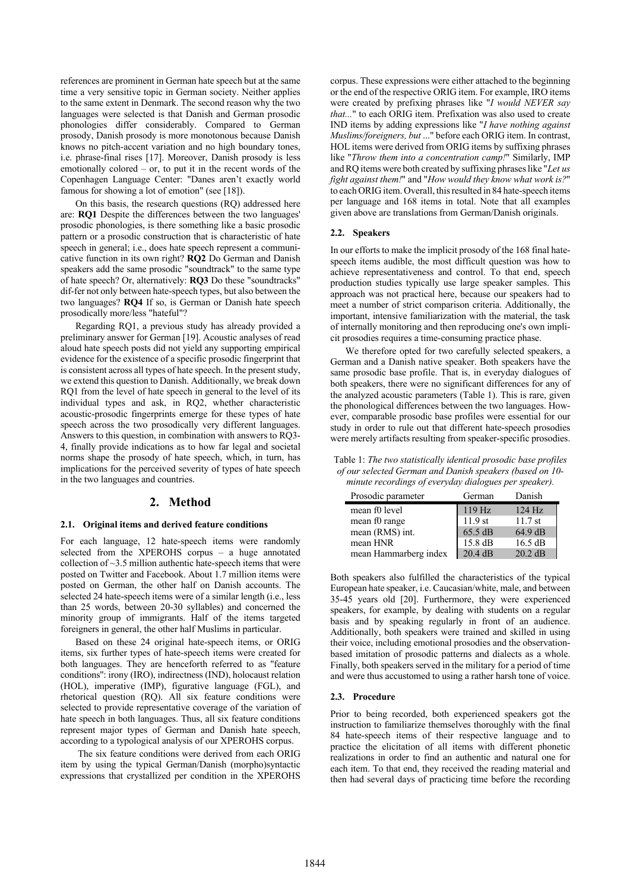references are prominent in German hate speech but at the same time a very sensitive topic in German society. Neither applies to the same extent in Denmark. The second reason why the two languages were selected is that Danish and German prosodic phonologies differ considerably. Compared to German prosody, Danish prosody is more monotonous because Danish knows no pitch-accent variation and no high boundary tones, i.e. phrase-final rises [17]. Moreover, Danish prosody is less emotionally colored – or, to put it in the recent words of the Copenhagen Language Center: "Danes aren't exactly world famous for showing a lot of emotion" (see [18]).

On this basis, the research questions (RQ) addressed here are: **RQ1** Despite the differences between the two languages' prosodic phonologies, is there something like a basic prosodic pattern or a prosodic construction that is characteristic of hate speech in general; i.e., does hate speech represent a communicative function in its own right? **RQ2** Do German and Danish speakers add the same prosodic "soundtrack" to the same type of hate speech? Or, alternatively: **RQ3** Do these "soundtracks" dif-fer not only between hate-speech types, but also between the two languages? **RQ4** If so, is German or Danish hate speech prosodically more/less "hateful"?

Regarding RQ1, a previous study has already provided a preliminary answer for German [19]. Acoustic analyses of read aloud hate speech posts did not yield any supporting empirical evidence for the existence of a specific prosodic fingerprint that is consistent across all types of hate speech. In the present study, we extend this question to Danish. Additionally, we break down RQ1 from the level of hate speech in general to the level of its individual types and ask, in RQ2, whether characteristic acoustic-prosodic fingerprints emerge for these types of hate speech across the two prosodically very different languages. Answers to this question, in combination with answers to RQ3-4, finally provide indications as to how far legal and societal norms shape the prosody of hate speech, which, in turn, has implications for the perceived severity of types of hate speech in the two languages and countries.

## 2. Method

### 2.1. Original items and derived feature conditions

For each language, 12 hate-speech items were randomly selected from the XPEROHS corpus – a huge annotated collection of ~3.5 million authentic hate-speech items that were posted on Twitter and Facebook. About 1.7 million items were posted on German, the other half on Danish accounts. The selected 24 hate-speech items were of a similar length (i.e., less than 25 words, between 20-30 syllables) and concerned the minority group of immigrants. Half of the items targeted foreigners in general, the other half Muslims in particular.

Based on these 24 original hate-speech items, or ORIG items, six further types of hate-speech items were created for both languages. They are henceforth referred to as "feature conditions": irony (IRO), indirectness (IND), holocaust relation (HOL), imperative (IMP), figurative language (FGL), and rhetorical question (RQ). All six feature conditions were selected to provide representative coverage of the variation of hate speech in both languages. Thus, all six feature conditions represent major types of German and Danish hate speech, according to a typological analysis of our XPEROHS corpus.

The six feature conditions were derived from each ORIG item by using the typical German/Danish (morpho)syntactic expressions that crystallized per condition in the XPEROHS corpus. These expressions were either attached to the beginning or the end of the respective ORIG item. For example, IRO items were created by prefixing phrases like "*I would NEVER say that...*" to each ORIG item. Prefixation was also used to create IND items by adding expressions like "*I have nothing against Muslims/foreigners, but ...*" before each ORIG item. In contrast, HOL items were derived from ORIG items by suffixing phrases like "*Throw them into a concentration camp!*" Similarly, IMP and RQ items were both created by suffixing phrases like "*Let us fight against them!*" and "*How would they know what work is?*" to each ORIG item. Overall, this resulted in 84 hate-speech items per language and 168 items in total. Note that all examples given above are translations from German/Danish originals.

### 2.2. Speakers

In our efforts to make the implicit prosody of the 168 final hate-speech items audible, the most difficult question was how to achieve representativeness and control. To that end, speech production studies typically use large speaker samples. This approach was not practical here, because our speakers had to meet a number of strict comparison criteria. Additionally, the important, intensive familiarization with the material, the task of internally monitoring and then reproducing one's own implicit prosodies requires a time-consuming practice phase.

We therefore opted for two carefully selected speakers, a German and a Danish native speaker. Both speakers have the same prosodic base profile. That is, in everyday dialogues of both speakers, there were no significant differences for any of the analyzed acoustic parameters (Table 1). This is rare, given the phonological differences between the two languages. However, comparable prosodic base profiles were essential for our study in order to rule out that different hate-speech prosodies were merely artifacts resulting from speaker-specific prosodies.

Table 1: *The two statistically identical prosodic base profiles of our selected German and Danish speakers (based on 10-minute recordings of everyday dialogues per speaker).*

| Prosodic parameter | German | Danish |
|---|---|---|
| mean f0 level | 119 Hz | 124 Hz |
| mean f0 range | 11.9 st | 11.7 st |
| mean (RMS) int. | 65.5 dB | 64.9 dB |
| mean HNR | 15.8 dB | 16.5 dB |
| mean Hammarberg index | 20.4 dB | 20.2 dB |

Both speakers also fulfilled the characteristics of the typical European hate speaker, i.e. Caucasian/white, male, and between 35-45 years old [20]. Furthermore, they were experienced speakers, for example, by dealing with students on a regular basis and by speaking regularly in front of an audience. Additionally, both speakers were trained and skilled in using their voice, including emotional prosodies and the observation-based imitation of prosodic patterns and dialects as a whole. Finally, both speakers served in the military for a period of time and were thus accustomed to using a rather harsh tone of voice.

### 2.3. Procedure

Prior to being recorded, both experienced speakers got the instruction to familiarize themselves thoroughly with the final 84 hate-speech items of their respective language and to practice the elicitation of all items with different phonetic realizations in order to find an authentic and natural one for each item. To that end, they received the reading material and then had several days of practicing time before the recording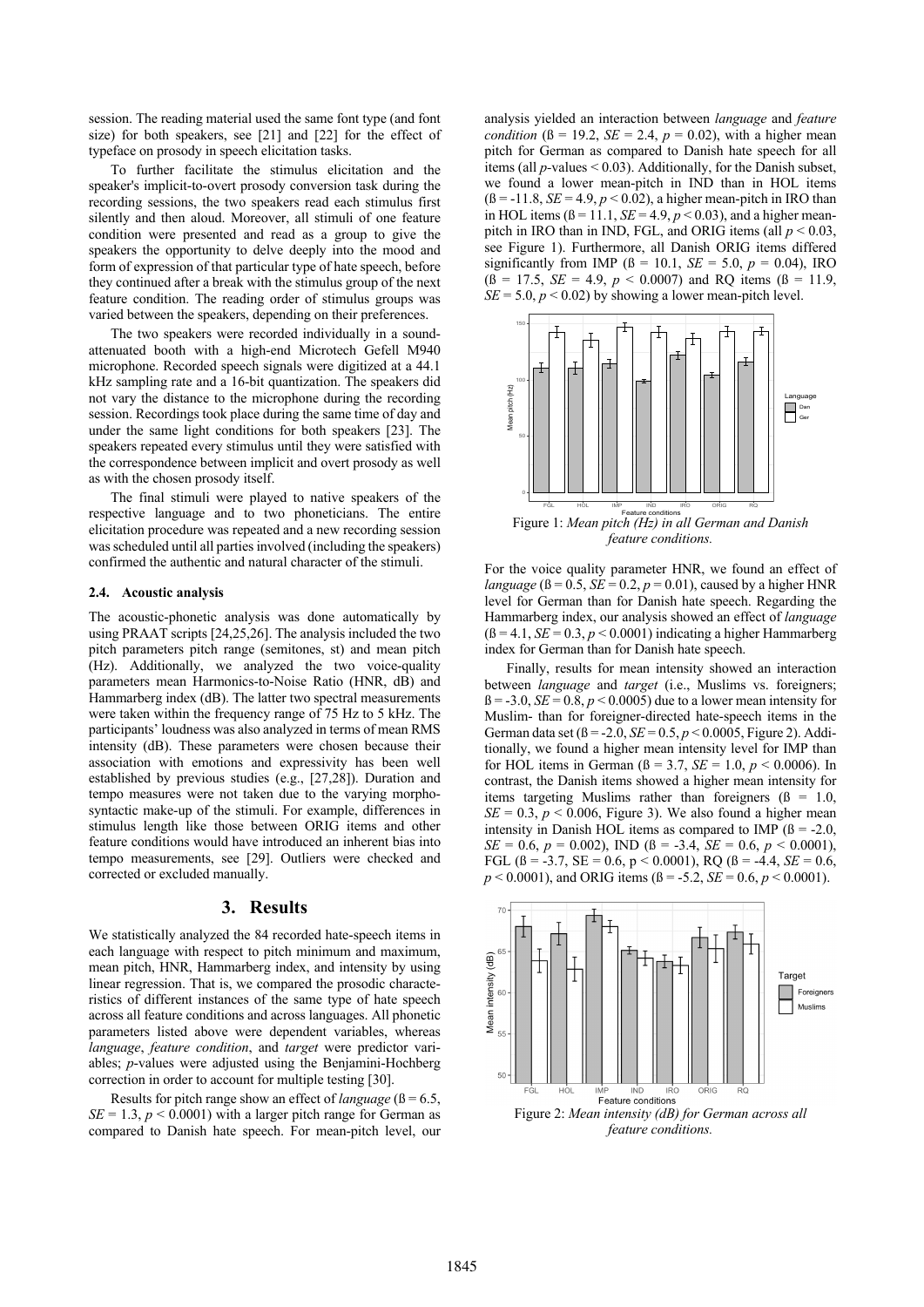session. The reading material used the same font type (and font size) for both speakers, see [21] and [22] for the effect of typeface on prosody in speech elicitation tasks.

To further facilitate the stimulus elicitation and the speaker's implicit-to-overt prosody conversion task during the recording sessions, the two speakers read each stimulus first silently and then aloud. Moreover, all stimuli of one feature condition were presented and read as a group to give the speakers the opportunity to delve deeply into the mood and form of expression of that particular type of hate speech, before they continued after a break with the stimulus group of the next feature condition. The reading order of stimulus groups was varied between the speakers, depending on their preferences.

The two speakers were recorded individually in a sound-attenuated booth with a high-end Microtech Gefell M940 microphone. Recorded speech signals were digitized at a 44.1 kHz sampling rate and a 16-bit quantization. The speakers did not vary the distance to the microphone during the recording session. Recordings took place during the same time of day and under the same light conditions for both speakers [23]. The speakers repeated every stimulus until they were satisfied with the correspondence between implicit and overt prosody as well as with the chosen prosody itself.

The final stimuli were played to native speakers of the respective language and to two phoneticians. The entire elicitation procedure was repeated and a new recording session was scheduled until all parties involved (including the speakers) confirmed the authentic and natural character of the stimuli.

### 2.4. Acoustic analysis

The acoustic-phonetic analysis was done automatically by using PRAAT scripts [24,25,26]. The analysis included the two pitch parameters pitch range (semitones, st) and mean pitch (Hz). Additionally, we analyzed the two voice-quality parameters mean Harmonics-to-Noise Ratio (HNR, dB) and Hammarberg index (dB). The latter two spectral measurements were taken within the frequency range of 75 Hz to 5 kHz. The participants' loudness was also analyzed in terms of mean RMS intensity (dB). These parameters were chosen because their association with emotions and expressivity has been well established by previous studies (e.g., [27,28]). Duration and tempo measures were not taken due to the varying morpho-syntactic make-up of the stimuli. For example, differences in stimulus length like those between ORIG items and other feature conditions would have introduced an inherent bias into tempo measurements, see [29]. Outliers were checked and corrected or excluded manually.

## 3. Results

We statistically analyzed the 84 recorded hate-speech items in each language with respect to pitch minimum and maximum, mean pitch, HNR, Hammarberg index, and intensity by using linear regression. That is, we compared the prosodic characteristics of different instances of the same type of hate speech across all feature conditions and across languages. All phonetic parameters listed above were dependent variables, whereas *language*, *feature condition*, and *target* were predictor variables; *p*-values were adjusted using the Benjamini-Hochberg correction in order to account for multiple testing [30].

Results for pitch range show an effect of *language* ($ß = 6.5$, $SE = 1.3$, $p < 0.0001$) with a larger pitch range for German as compared to Danish hate speech. For mean-pitch level, our analysis yielded an interaction between *language* and *feature condition* ($ß = 19.2$, $SE = 2.4$, $p = 0.02$), with a higher mean pitch for German as compared to Danish hate speech for all items (all *p*-values $< 0.03$). Additionally, for the Danish subset, we found a lower mean-pitch in IND than in HOL items ($ß = -11.8$, $SE = 4.9$, $p < 0.02$), a higher mean-pitch in IRO than in HOL items ($ß = 11.1$, $SE = 4.9$, $p < 0.03$), and a higher mean-pitch in IRO than in IND, FGL, and ORIG items (all $p < 0.03$, see Figure 1). Furthermore, all Danish ORIG items differed significantly from IMP ($ß = 10.1$, $SE = 5.0$, $p = 0.04$), IRO ($ß = 17.5$, $SE = 4.9$, $p < 0.0007$) and RQ items ($ß = 11.9$, $SE = 5.0$, $p < 0.02$) by showing a lower mean-pitch level.

Figure 1: *Mean pitch (Hz) in all German and Danish feature conditions.*

For the voice quality parameter HNR, we found an effect of *language* ($ß = 0.5$, $SE = 0.2$, $p = 0.01$), caused by a higher HNR level for German than for Danish hate speech. Regarding the Hammarberg index, our analysis showed an effect of *language* ($ß = 4.1$, $SE = 0.3$, $p < 0.0001$) indicating a higher Hammarberg index for German than for Danish hate speech.

Finally, results for mean intensity showed an interaction between *language* and *target* (i.e., Muslims vs. foreigners; $ß = -3.0$, $SE = 0.8$, $p < 0.0005$) due to a lower mean intensity for Muslim- than for foreigner-directed hate-speech items in the German data set ($ß = -2.0$, $SE = 0.5$, $p < 0.0005$, Figure 2). Additionally, we found a higher mean intensity level for IMP than for HOL items in German ($ß = 3.7$, $SE = 1.0$, $p < 0.0006$). In contrast, the Danish items showed a higher mean intensity for items targeting Muslims rather than foreigners ($ß = 1.0$, $SE = 0.3$, $p < 0.006$, Figure 3). We also found a higher mean intensity in Danish HOL items as compared to IMP ($ß = -2.0$, $SE = 0.6$, $p = 0.002$), IND ($ß = -3.4$, $SE = 0.6$, $p < 0.0001$), FGL ($ß = -3.7$, SE = 0.6, $p < 0.0001$), RQ ($ß = -4.4$, $SE = 0.6$, $p < 0.0001$), and ORIG items ($ß = -5.2$, $SE = 0.6$, $p < 0.0001$).

Figure 2: *Mean intensity (dB) for German across all feature conditions.*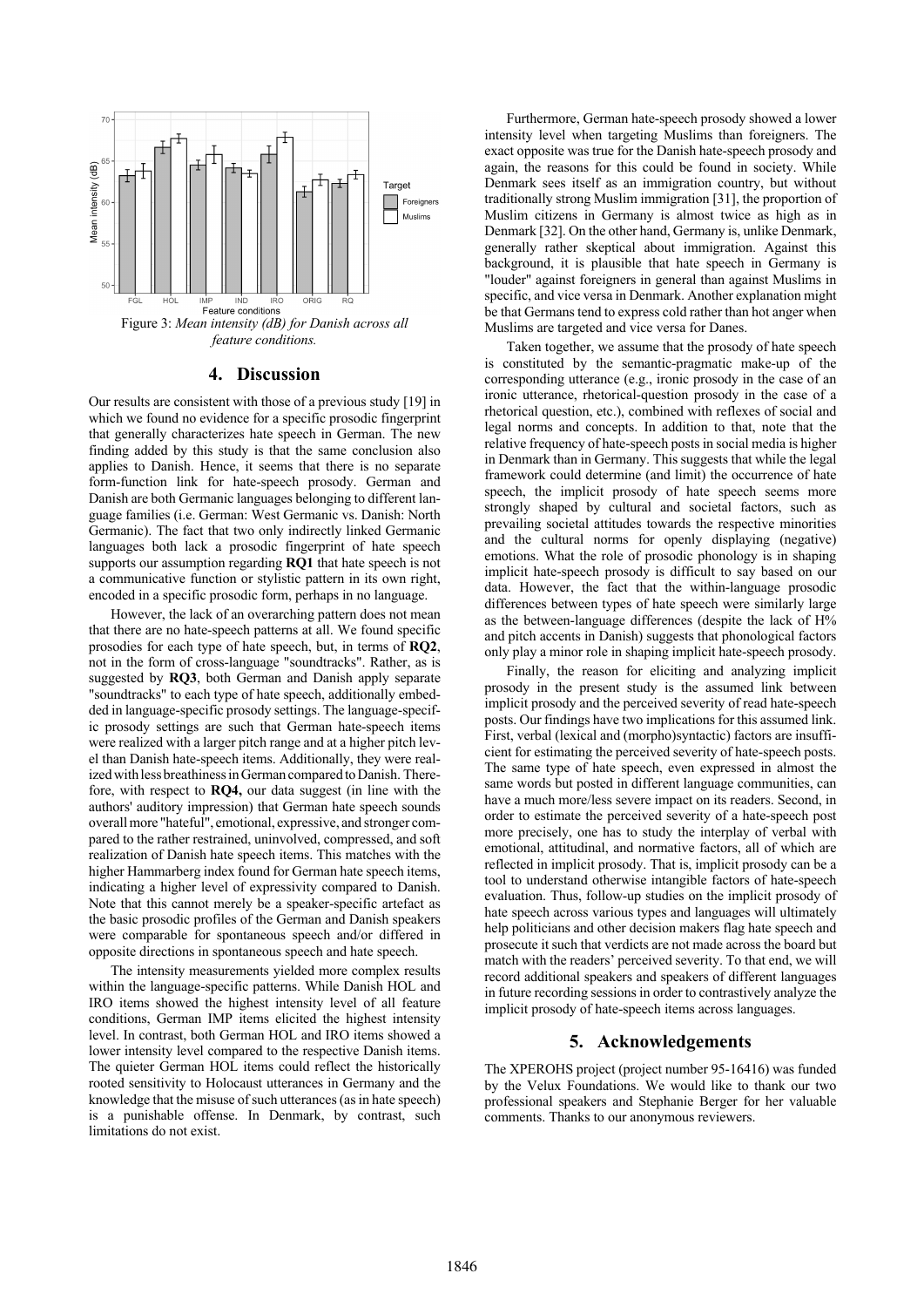Figure 3: *Mean intensity (dB) for Danish across all feature conditions.*

## 4. Discussion

Our results are consistent with those of a previous study [19] in which we found no evidence for a specific prosodic fingerprint that generally characterizes hate speech in German. The new finding added by this study is that the same conclusion also applies to Danish. Hence, it seems that there is no separate form-function link for hate-speech prosody. German and Danish are both Germanic languages belonging to different language families (i.e. German: West Germanic vs. Danish: North Germanic). The fact that two only indirectly linked Germanic languages both lack a prosodic fingerprint of hate speech supports our assumption regarding **RQ1** that hate speech is not a communicative function or stylistic pattern in its own right, encoded in a specific prosodic form, perhaps in no language.

However, the lack of an overarching pattern does not mean that there are no hate-speech patterns at all. We found specific prosodies for each type of hate speech, but, in terms of **RQ2**, not in the form of cross-language "soundtracks". Rather, as is suggested by **RQ3**, both German and Danish apply separate "soundtracks" to each type of hate speech, additionally embedded in language-specific prosody settings. The language-specific prosody settings are such that German hate-speech items were realized with a larger pitch range and at a higher pitch level than Danish hate-speech items. Additionally, they were realized with less breathiness in German compared to Danish. Therefore, with respect to **RQ4,** our data suggest (in line with the authors' auditory impression) that German hate speech sounds overall more "hateful", emotional, expressive, and stronger compared to the rather restrained, uninvolved, compressed, and soft realization of Danish hate speech items. This matches with the higher Hammarberg index found for German hate speech items, indicating a higher level of expressivity compared to Danish. Note that this cannot merely be a speaker-specific artefact as the basic prosodic profiles of the German and Danish speakers were comparable for spontaneous speech and/or differed in opposite directions in spontaneous speech and hate speech.

The intensity measurements yielded more complex results within the language-specific patterns. While Danish HOL and IRO items showed the highest intensity level of all feature conditions, German IMP items elicited the highest intensity level. In contrast, both German HOL and IRO items showed a lower intensity level compared to the respective Danish items. The quieter German HOL items could reflect the historically rooted sensitivity to Holocaust utterances in Germany and the knowledge that the misuse of such utterances (as in hate speech) is a punishable offense. In Denmark, by contrast, such limitations do not exist.

Furthermore, German hate-speech prosody showed a lower intensity level when targeting Muslims than foreigners. The exact opposite was true for the Danish hate-speech prosody and again, the reasons for this could be found in society. While Denmark sees itself as an immigration country, but without traditionally strong Muslim immigration [31], the proportion of Muslim citizens in Germany is almost twice as high as in Denmark [32]. On the other hand, Germany is, unlike Denmark, generally rather skeptical about immigration. Against this background, it is plausible that hate speech in Germany is "louder" against foreigners in general than against Muslims in specific, and vice versa in Denmark. Another explanation might be that Germans tend to express cold rather than hot anger when Muslims are targeted and vice versa for Danes.

Taken together, we assume that the prosody of hate speech is constituted by the semantic-pragmatic make-up of the corresponding utterance (e.g., ironic prosody in the case of an ironic utterance, rhetorical-question prosody in the case of a rhetorical question, etc.), combined with reflexes of social and legal norms and concepts. In addition to that, note that the relative frequency of hate-speech posts in social media is higher in Denmark than in Germany. This suggests that while the legal framework could determine (and limit) the occurrence of hate speech, the implicit prosody of hate speech seems more strongly shaped by cultural and societal factors, such as prevailing societal attitudes towards the respective minorities and the cultural norms for openly displaying (negative) emotions. What the role of prosodic phonology is in shaping implicit hate-speech prosody is difficult to say based on our data. However, the fact that the within-language prosodic differences between types of hate speech were similarly large as the between-language differences (despite the lack of H% and pitch accents in Danish) suggests that phonological factors only play a minor role in shaping implicit hate-speech prosody.

Finally, the reason for eliciting and analyzing implicit prosody in the present study is the assumed link between implicit prosody and the perceived severity of read hate-speech posts. Our findings have two implications for this assumed link. First, verbal (lexical and (morpho)syntactic) factors are insufficient for estimating the perceived severity of hate-speech posts. The same type of hate speech, even expressed in almost the same words but posted in different language communities, can have a much more/less severe impact on its readers. Second, in order to estimate the perceived severity of a hate-speech post more precisely, one has to study the interplay of verbal with emotional, attitudinal, and normative factors, all of which are reflected in implicit prosody. That is, implicit prosody can be a tool to understand otherwise intangible factors of hate-speech evaluation. Thus, follow-up studies on the implicit prosody of hate speech across various types and languages will ultimately help politicians and other decision makers flag hate speech and prosecute it such that verdicts are not made across the board but match with the readers' perceived severity. To that end, we will record additional speakers and speakers of different languages in future recording sessions in order to contrastively analyze the implicit prosody of hate-speech items across languages.

## 5. Acknowledgements

The XPEROHS project (project number 95-16416) was funded by the Velux Foundations. We would like to thank our two professional speakers and Stephanie Berger for her valuable comments. Thanks to our anonymous reviewers.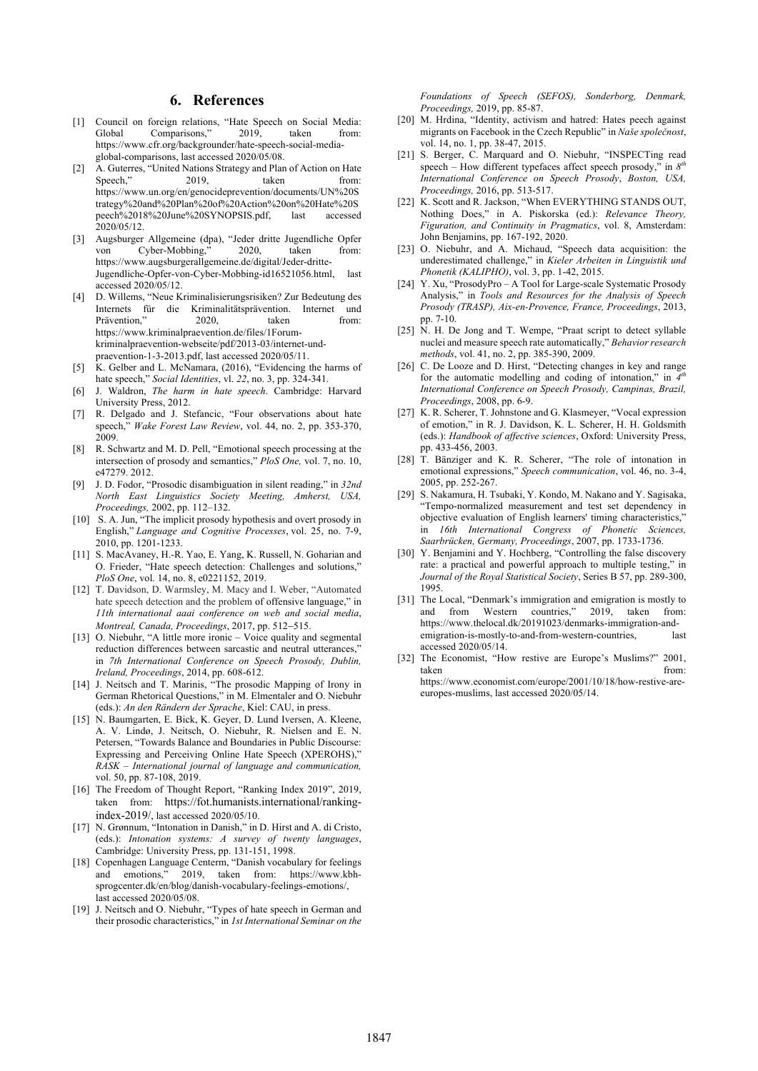## 6. References

[1] Council on foreign relations, "Hate Speech on Social Media: Global Comparisons," 2019, taken from: https://www.cfr.org/backgrounder/hate-speech-social-media-global-comparisons, last accessed 2020/05/08.

[2] A. Guterres, "United Nations Strategy and Plan of Action on Hate Speech," 2019, taken from: https://www.un.org/en/genocideprevention/documents/UN%20Strategy%20and%20Plan%20of%20Action%20on%20Hate%20Speech%2018%20June%20SYNOPSIS.pdf, last accessed 2020/05/12.

[3] Augsburger Allgemeine (dpa), "Jeder dritte Jugendliche Opfer von Cyber-Mobbing," 2020, taken from: https://www.augsburgerallgemeine.de/digital/Jeder-dritte-Jugendliche-Opfer-von-Cyber-Mobbing-id16521056.html, last accessed 2020/05/12.

[4] D. Willems, "Neue Kriminalisierungsrisiken? Zur Bedeutung des Internets für die Kriminalitätsprävention. Internet und Prävention," 2020, taken from: https://www.kriminalpraevention.de/files/1Forum-kriminalpraevention-webseite/pdf/2013-03/internet-und-praevention-1-3-2013.pdf, last accessed 2020/05/11.

[5] K. Gelber and L. McNamara, (2016), "Evidencing the harms of hate speech," *Social Identities*, vl. *22*, no. 3, pp. 324-341.

[6] J. Waldron, *The harm in hate speech*. Cambridge: Harvard University Press, 2012.

[7] R. Delgado and J. Stefancic, "Four observations about hate speech," *Wake Forest Law Review*, vol. 44, no. 2, pp. 353-370, 2009.

[8] R. Schwartz and M. D. Pell, "Emotional speech processing at the intersection of prosody and semantics," *PloS One,* vol. 7, no. 10, e47279. 2012.

[9] J. D. Fodor, "Prosodic disambiguation in silent reading," in *32nd North East Linguistics Society Meeting, Amherst, USA, Proceedings,* 2002, pp. 112–132.

[10] S. A. Jun, "The implicit prosody hypothesis and overt prosody in English," *Language and Cognitive Processes*, vol. 25, no. 7-9, 2010, pp. 1201-1233.

[11] S. MacAvaney, H.-R. Yao, E. Yang, K. Russell, N. Goharian and O. Frieder, "Hate speech detection: Challenges and solutions," *PloS One*, vol. 14, no. 8, e0221152, 2019.

[12] T. Davidson, D. Warmsley, M. Macy and I. Weber, "Automated hate speech detection and the problem of offensive language," in *11th international aaai conference on web and social media*, *Montreal, Canada, Proceedings*, 2017, pp. 512–515.

[13] O. Niebuhr, "A little more ironic – Voice quality and segmental reduction differences between sarcastic and neutral utterances," in *7th International Conference on Speech Prosody, Dublin, Ireland, Proceedings*, 2014, pp. 608-612.

[14] J. Neitsch and T. Marinis, "The prosodic Mapping of Irony in German Rhetorical Questions," in M. Elmentaler and O. Niebuhr (eds.): *An den Rändern der Sprache*, Kiel: CAU, in press.

[15] N. Baumgarten, E. Bick, K. Geyer, D. Lund Iversen, A. Kleene, A. V. Lindø, J. Neitsch, O. Niebuhr, R. Nielsen and E. N. Petersen, "Towards Balance and Boundaries in Public Discourse: Expressing and Perceiving Online Hate Speech (XPEROHS)," *RASK – International journal of language and communication,* vol. 50, pp. 87-108, 2019.

[16] The Freedom of Thought Report, "Ranking Index 2019", 2019, taken from: https://fot.humanists.international/ranking-index-2019/, last accessed 2020/05/10.

[17] N. Grønnum, "Intonation in Danish," in D. Hirst and A. di Cristo, (eds.): *Intonation systems: A survey of twenty languages*, Cambridge: University Press, pp. 131-151, 1998.

[18] Copenhagen Language Centerm, "Danish vocabulary for feelings and emotions," 2019, taken from: https://www.kbh-sprogcenter.dk/en/blog/danish-vocabulary-feelings-emotions/, last accessed 2020/05/08.

[19] J. Neitsch and O. Niebuhr, "Types of hate speech in German and their prosodic characteristics," in *1st International Seminar on the Foundations of Speech (SEFOS), Sonderborg, Denmark, Proceedings,* 2019, pp. 85-87.

[20] M. Hrdina, "Identity, activism and hatred: Hates peech against migrants on Facebook in the Czech Republic" in *Naše společnost*, vol. 14, no. 1, pp. 38-47, 2015.

[21] S. Berger, C. Marquard and O. Niebuhr, "INSPECTing read speech – How different typefaces affect speech prosody," in *8th International Conference on Speech Prosody*, *Boston, USA, Proceedings,* 2016, pp. 513-517.

[22] K. Scott and R. Jackson, "When EVERYTHING STANDS OUT, Nothing Does," in A. Piskorska (ed.): *Relevance Theory, Figuration, and Continuity in Pragmatics*, vol. 8, Amsterdam: John Benjamins, pp. 167-192, 2020.

[23] O. Niebuhr, and A. Michaud, "Speech data acquisition: the underestimated challenge," in *Kieler Arbeiten in Linguistik und Phonetik (KALIPHO)*, vol. 3, pp. 1-42, 2015.

[24] Y. Xu, "ProsodyPro – A Tool for Large-scale Systematic Prosody Analysis," in *Tools and Resources for the Analysis of Speech Prosody (TRASP), Aix-en-Provence, France, Proceedings*, 2013, pp. 7-10.

[25] N. H. De Jong and T. Wempe, "Praat script to detect syllable nuclei and measure speech rate automatically," *Behavior research methods*, vol. 41, no. 2, pp. 385-390, 2009.

[26] C. De Looze and D. Hirst, "Detecting changes in key and range for the automatic modelling and coding of intonation," in *4th International Conference on Speech Prosody, Campinas, Brazil, Proceedings*, 2008, pp. 6-9.

[27] K. R. Scherer, T. Johnstone and G. Klasmeyer, "Vocal expression of emotion," in R. J. Davidson, K. L. Scherer, H. H. Goldsmith (eds.): *Handbook of affective sciences*, Oxford: University Press, pp. 433-456, 2003.

[28] T. Bänziger and K. R. Scherer, "The role of intonation in emotional expressions," *Speech communication*, vol. 46, no. 3-4, 2005, pp. 252-267.

[29] S. Nakamura, H. Tsubaki, Y. Kondo, M. Nakano and Y. Sagisaka, "Tempo-normalized measurement and test set dependency in objective evaluation of English learners' timing characteristics," in *16th International Congress of Phonetic Sciences, Saarbrücken, Germany, Proceedings*, 2007, pp. 1733-1736.

[30] Y. Benjamini and Y. Hochberg, "Controlling the false discovery rate: a practical and powerful approach to multiple testing," in *Journal of the Royal Statistical Society*, Series B 57, pp. 289-300, 1995.

[31] The Local, "Denmark's immigration and emigration is mostly to and from Western countries," 2019, taken from: https://www.thelocal.dk/20191023/denmarks-immigration-and-emigration-is-mostly-to-and-from-western-countries, last accessed 2020/05/14.

[32] The Economist, "How restive are Europe's Muslims?" 2001, taken from: https://www.economist.com/europe/2001/10/18/how-restive-are-europes-muslims, last accessed 2020/05/14.